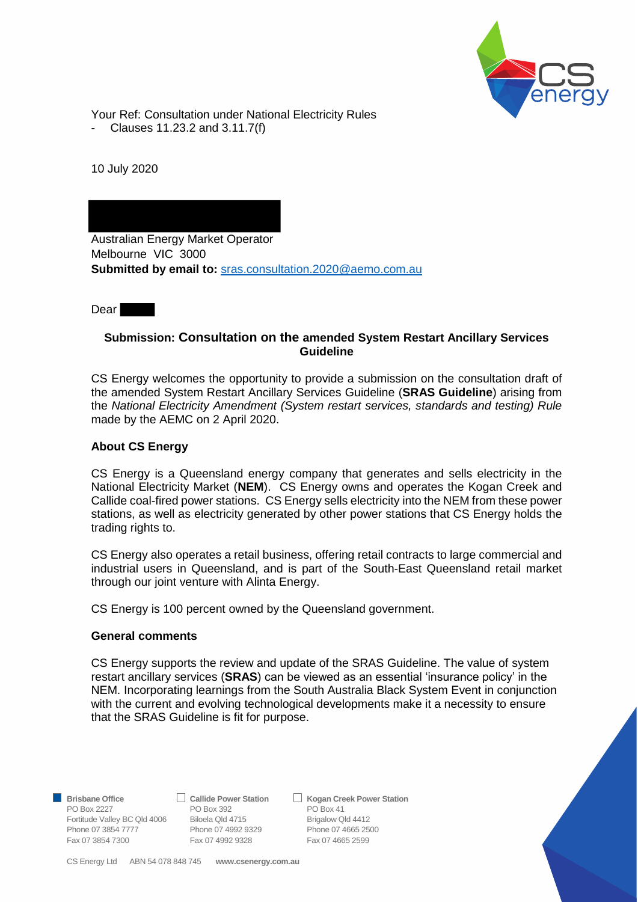Your Ref: Consultation under National Electricity Rules

- Clauses 11.23.2 and 3.11.7(f)

10 July 2020

Australian Energy Market Operator
Melbourne VIC 3000
**Submitted by email to:** sras.consultation.2020@aemo.com.au

Dear

**Submission: Consultation on the amended System Restart Ancillary Services Guideline**

CS Energy welcomes the opportunity to provide a submission on the consultation draft of the amended System Restart Ancillary Services Guideline (**SRAS Guideline**) arising from the *National Electricity Amendment (System restart services, standards and testing) Rule* made by the AEMC on 2 April 2020.

**About CS Energy**

CS Energy is a Queensland energy company that generates and sells electricity in the National Electricity Market (**NEM**). CS Energy owns and operates the Kogan Creek and Callide coal-fired power stations. CS Energy sells electricity into the NEM from these power stations, as well as electricity generated by other power stations that CS Energy holds the trading rights to.

CS Energy also operates a retail business, offering retail contracts to large commercial and industrial users in Queensland, and is part of the South-East Queensland retail market through our joint venture with Alinta Energy.

CS Energy is 100 percent owned by the Queensland government.

**General comments**

CS Energy supports the review and update of the SRAS Guideline. The value of system restart ancillary services (**SRAS**) can be viewed as an essential 'insurance policy' in the NEM. Incorporating learnings from the South Australia Black System Event in conjunction with the current and evolving technological developments make it a necessity to ensure that the SRAS Guideline is fit for purpose.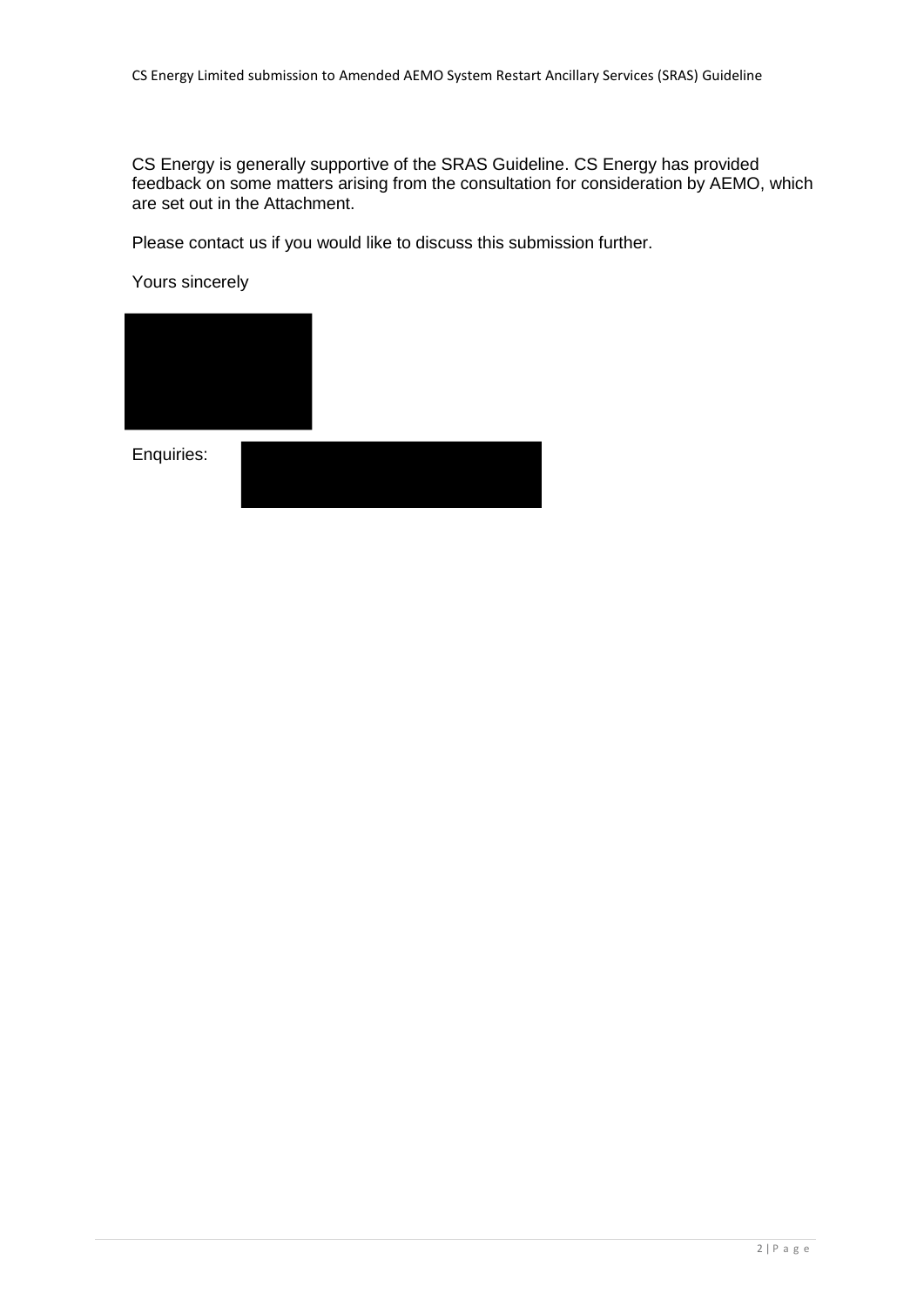CS Energy is generally supportive of the SRAS Guideline. CS Energy has provided feedback on some matters arising from the consultation for consideration by AEMO, which are set out in the Attachment.

Please contact us if you would like to discuss this submission further.

Yours sincerely

Enquiries: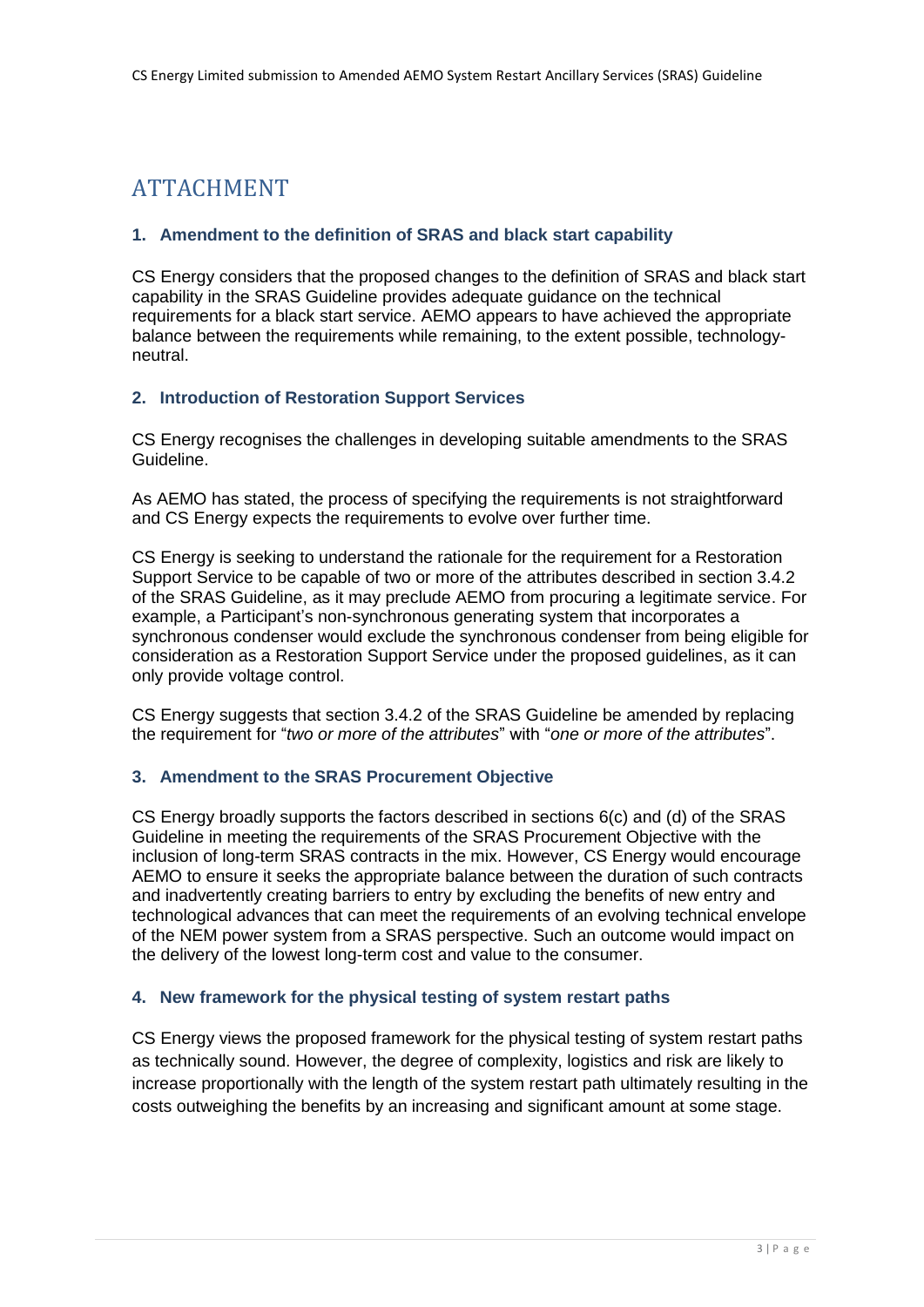# ATTACHMENT

### 1. Amendment to the definition of SRAS and black start capability

CS Energy considers that the proposed changes to the definition of SRAS and black start capability in the SRAS Guideline provides adequate guidance on the technical requirements for a black start service. AEMO appears to have achieved the appropriate balance between the requirements while remaining, to the extent possible, technology-neutral.

### 2. Introduction of Restoration Support Services

CS Energy recognises the challenges in developing suitable amendments to the SRAS Guideline.

As AEMO has stated, the process of specifying the requirements is not straightforward and CS Energy expects the requirements to evolve over further time.

CS Energy is seeking to understand the rationale for the requirement for a Restoration Support Service to be capable of two or more of the attributes described in section 3.4.2 of the SRAS Guideline, as it may preclude AEMO from procuring a legitimate service. For example, a Participant's non-synchronous generating system that incorporates a synchronous condenser would exclude the synchronous condenser from being eligible for consideration as a Restoration Support Service under the proposed guidelines, as it can only provide voltage control.

CS Energy suggests that section 3.4.2 of the SRAS Guideline be amended by replacing the requirement for "*two or more of the attributes*" with "*one or more of the attributes*".

### 3. Amendment to the SRAS Procurement Objective

CS Energy broadly supports the factors described in sections 6(c) and (d) of the SRAS Guideline in meeting the requirements of the SRAS Procurement Objective with the inclusion of long-term SRAS contracts in the mix. However, CS Energy would encourage AEMO to ensure it seeks the appropriate balance between the duration of such contracts and inadvertently creating barriers to entry by excluding the benefits of new entry and technological advances that can meet the requirements of an evolving technical envelope of the NEM power system from a SRAS perspective. Such an outcome would impact on the delivery of the lowest long-term cost and value to the consumer.

### 4. New framework for the physical testing of system restart paths

CS Energy views the proposed framework for the physical testing of system restart paths as technically sound. However, the degree of complexity, logistics and risk are likely to increase proportionally with the length of the system restart path ultimately resulting in the costs outweighing the benefits by an increasing and significant amount at some stage.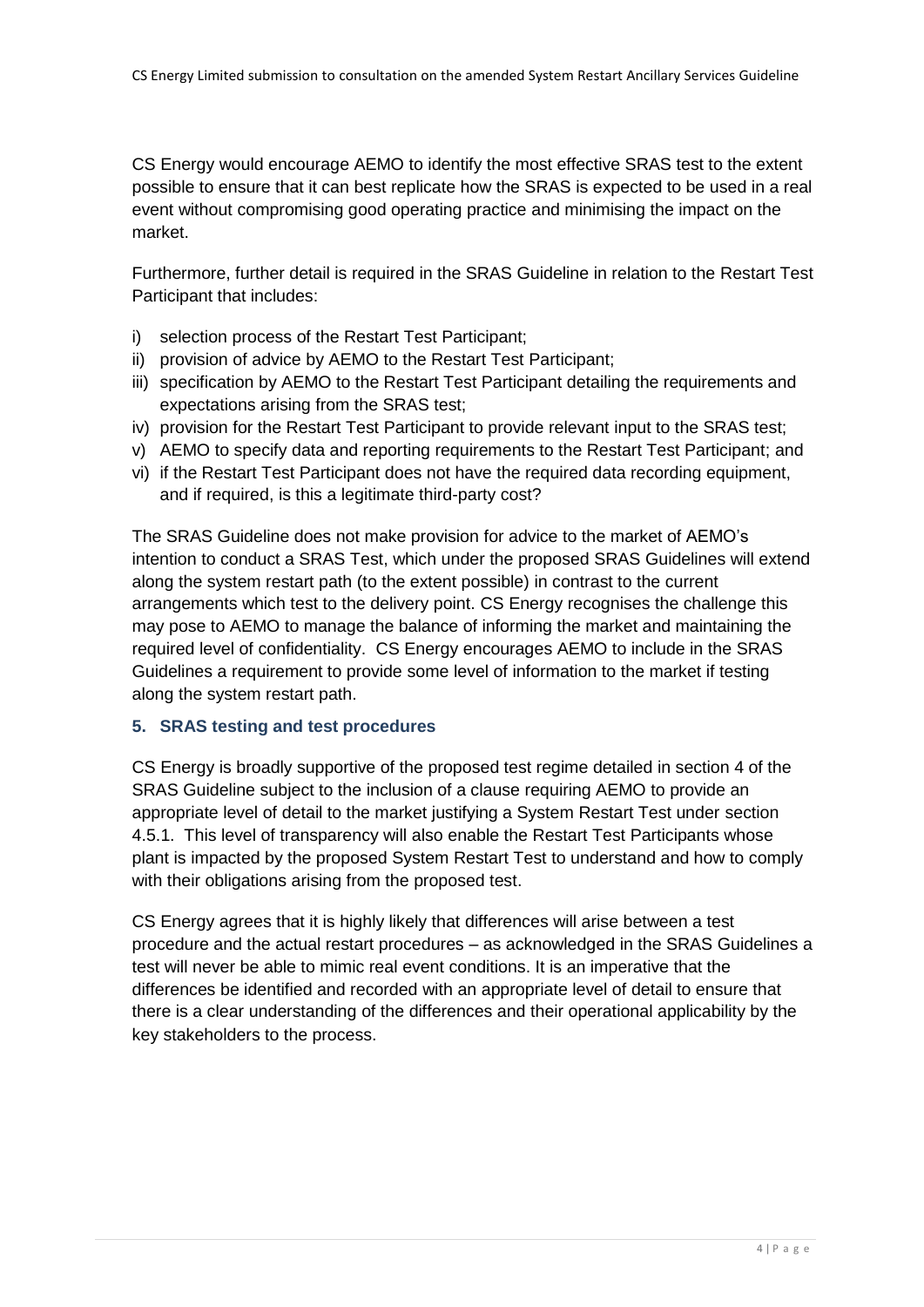CS Energy would encourage AEMO to identify the most effective SRAS test to the extent possible to ensure that it can best replicate how the SRAS is expected to be used in a real event without compromising good operating practice and minimising the impact on the market.

Furthermore, further detail is required in the SRAS Guideline in relation to the Restart Test Participant that includes:

i) selection process of the Restart Test Participant;
ii) provision of advice by AEMO to the Restart Test Participant;
iii) specification by AEMO to the Restart Test Participant detailing the requirements and expectations arising from the SRAS test;
iv) provision for the Restart Test Participant to provide relevant input to the SRAS test;
v) AEMO to specify data and reporting requirements to the Restart Test Participant; and
vi) if the Restart Test Participant does not have the required data recording equipment, and if required, is this a legitimate third-party cost?

The SRAS Guideline does not make provision for advice to the market of AEMO's intention to conduct a SRAS Test, which under the proposed SRAS Guidelines will extend along the system restart path (to the extent possible) in contrast to the current arrangements which test to the delivery point. CS Energy recognises the challenge this may pose to AEMO to manage the balance of informing the market and maintaining the required level of confidentiality. CS Energy encourages AEMO to include in the SRAS Guidelines a requirement to provide some level of information to the market if testing along the system restart path.

### 5. SRAS testing and test procedures

CS Energy is broadly supportive of the proposed test regime detailed in section 4 of the SRAS Guideline subject to the inclusion of a clause requiring AEMO to provide an appropriate level of detail to the market justifying a System Restart Test under section 4.5.1. This level of transparency will also enable the Restart Test Participants whose plant is impacted by the proposed System Restart Test to understand and how to comply with their obligations arising from the proposed test.

CS Energy agrees that it is highly likely that differences will arise between a test procedure and the actual restart procedures – as acknowledged in the SRAS Guidelines a test will never be able to mimic real event conditions. It is an imperative that the differences be identified and recorded with an appropriate level of detail to ensure that there is a clear understanding of the differences and their operational applicability by the key stakeholders to the process.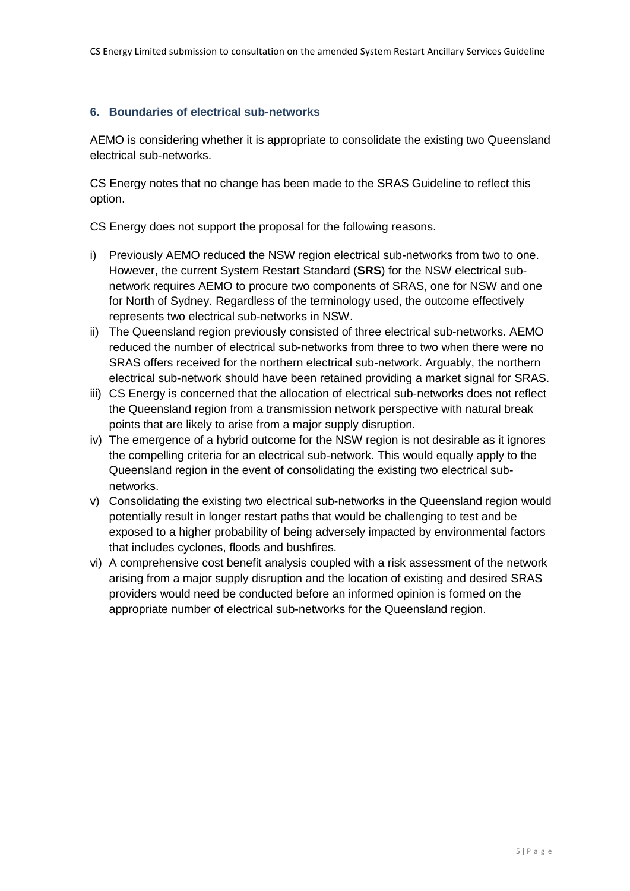## 6. Boundaries of electrical sub-networks

AEMO is considering whether it is appropriate to consolidate the existing two Queensland electrical sub-networks.

CS Energy notes that no change has been made to the SRAS Guideline to reflect this option.

CS Energy does not support the proposal for the following reasons.

i) Previously AEMO reduced the NSW region electrical sub-networks from two to one. However, the current System Restart Standard (**SRS**) for the NSW electrical sub-network requires AEMO to procure two components of SRAS, one for NSW and one for North of Sydney. Regardless of the terminology used, the outcome effectively represents two electrical sub-networks in NSW.

ii) The Queensland region previously consisted of three electrical sub-networks. AEMO reduced the number of electrical sub-networks from three to two when there were no SRAS offers received for the northern electrical sub-network. Arguably, the northern electrical sub-network should have been retained providing a market signal for SRAS.

iii) CS Energy is concerned that the allocation of electrical sub-networks does not reflect the Queensland region from a transmission network perspective with natural break points that are likely to arise from a major supply disruption.

iv) The emergence of a hybrid outcome for the NSW region is not desirable as it ignores the compelling criteria for an electrical sub-network. This would equally apply to the Queensland region in the event of consolidating the existing two electrical sub-networks.

v) Consolidating the existing two electrical sub-networks in the Queensland region would potentially result in longer restart paths that would be challenging to test and be exposed to a higher probability of being adversely impacted by environmental factors that includes cyclones, floods and bushfires.

vi) A comprehensive cost benefit analysis coupled with a risk assessment of the network arising from a major supply disruption and the location of existing and desired SRAS providers would need be conducted before an informed opinion is formed on the appropriate number of electrical sub-networks for the Queensland region.